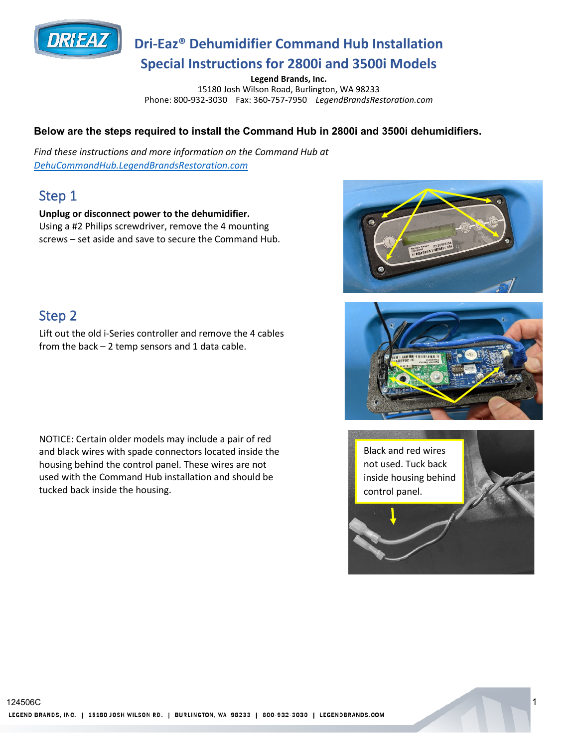# Dri-Eaz® Dehumidifier Command Hub Installation

## Special Instructions for 2800i and 3500i Models

**Legend Brands, Inc.**
15180 Josh Wilson Road, Burlington, WA 98233
Phone: 800-932-3030 Fax: 360-757-7950 *LegendBrandsRestoration.com*

**Below are the steps required to install the Command Hub in 2800i and 3500i dehumidifiers.**

*Find these instructions and more information on the Command Hub at* *DehuCommandHub.LegendBrandsRestoration.com*

## Step 1

**Unplug or disconnect power to the dehumidifier.**
Using a #2 Philips screwdriver, remove the 4 mounting screws – set aside and save to secure the Command Hub.

## Step 2

Lift out the old i-Series controller and remove the 4 cables from the back – 2 temp sensors and 1 data cable.

NOTICE: Certain older models may include a pair of red and black wires with spade connectors located inside the housing behind the control panel. These wires are not used with the Command Hub installation and should be tucked back inside the housing.

Black and red wires not used. Tuck back inside housing behind control panel.

124506C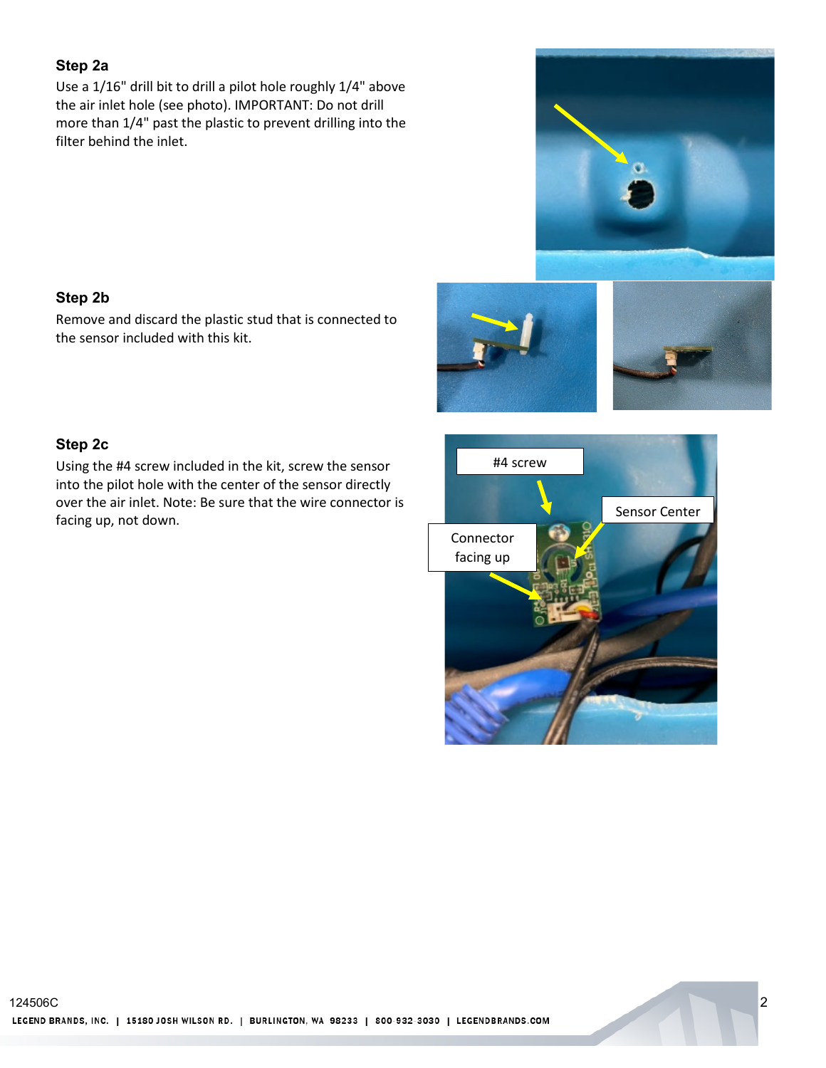### Step 2a

Use a 1/16" drill bit to drill a pilot hole roughly 1/4" above the air inlet hole (see photo). IMPORTANT: Do not drill more than 1/4" past the plastic to prevent drilling into the filter behind the inlet.

### Step 2b

Remove and discard the plastic stud that is connected to the sensor included with this kit.

### Step 2c

Using the #4 screw included in the kit, screw the sensor into the pilot hole with the center of the sensor directly over the air inlet. Note: Be sure that the wire connector is facing up, not down.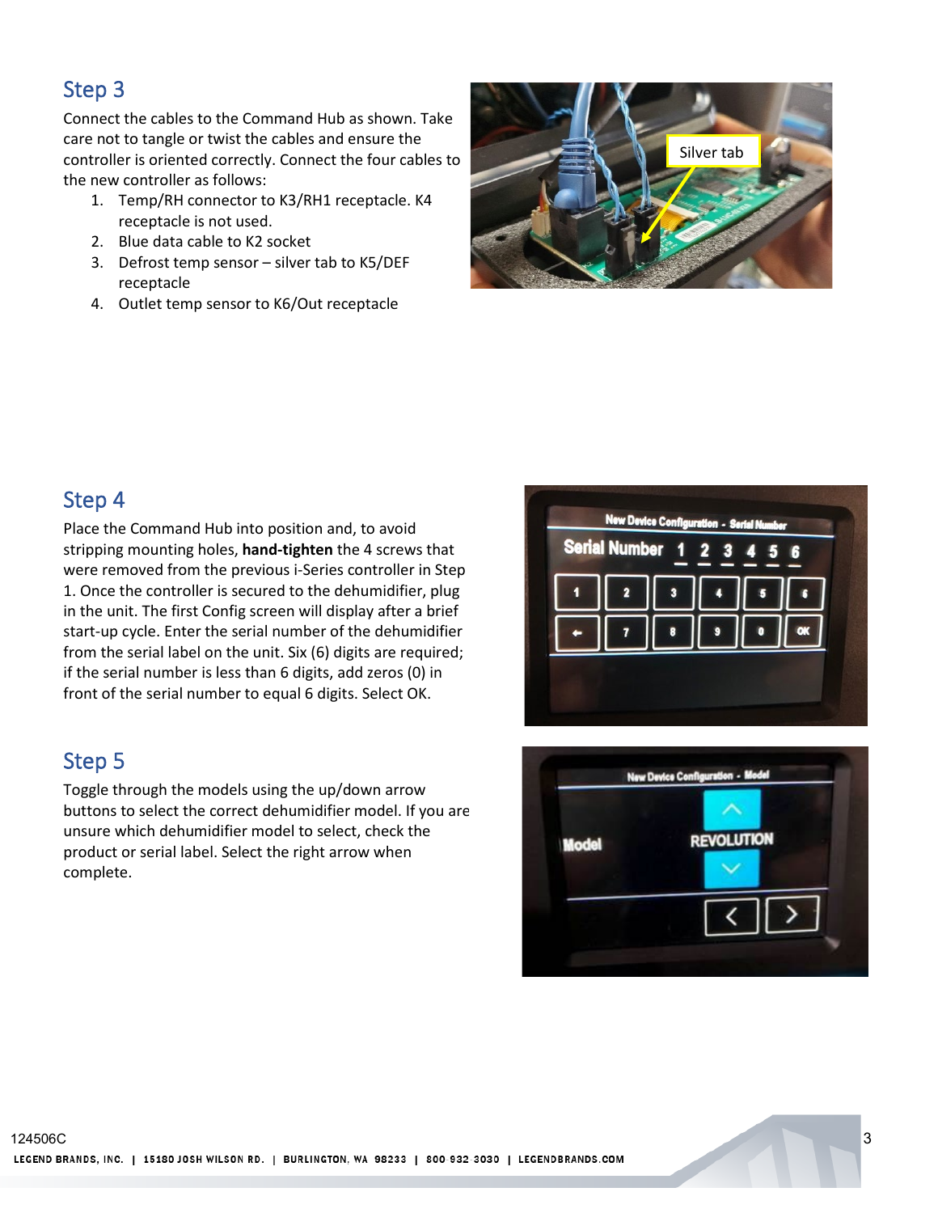## Step 3

Connect the cables to the Command Hub as shown. Take care not to tangle or twist the cables and ensure the controller is oriented correctly. Connect the four cables to the new controller as follows:

1. Temp/RH connector to K3/RH1 receptacle. K4 receptacle is not used.
2. Blue data cable to K2 socket
3. Defrost temp sensor – silver tab to K5/DEF receptacle
4. Outlet temp sensor to K6/Out receptacle

## Step 4

Place the Command Hub into position and, to avoid stripping mounting holes, **hand-tighten** the 4 screws that were removed from the previous i-Series controller in Step 1. Once the controller is secured to the dehumidifier, plug in the unit. The first Config screen will display after a brief start-up cycle. Enter the serial number of the dehumidifier from the serial label on the unit. Six (6) digits are required; if the serial number is less than 6 digits, add zeros (0) in front of the serial number to equal 6 digits. Select OK.

## Step 5

Toggle through the models using the up/down arrow buttons to select the correct dehumidifier model. If you are unsure which dehumidifier model to select, check the product or serial label. Select the right arrow when complete.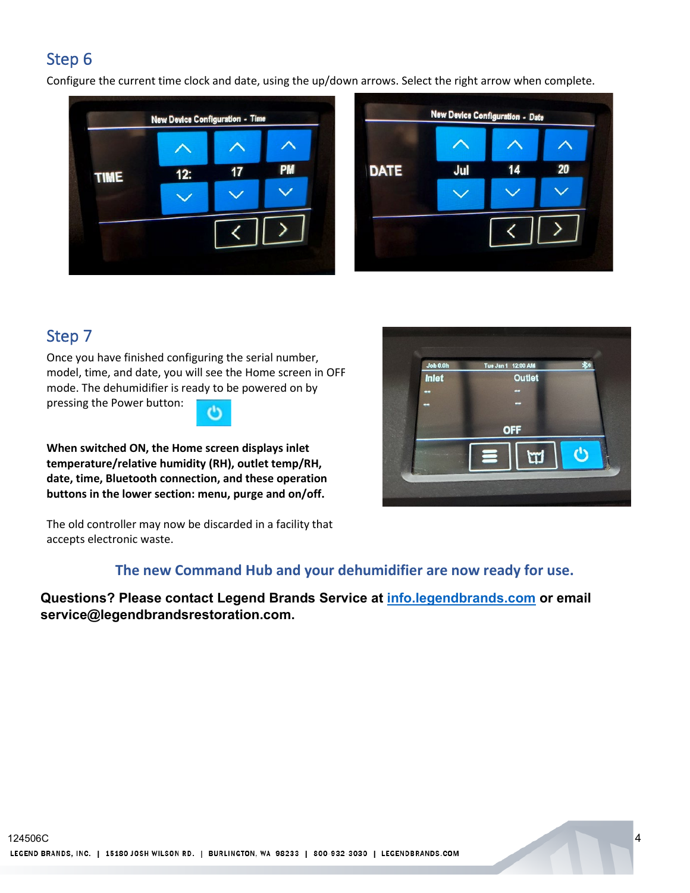## Step 6

Configure the current time clock and date, using the up/down arrows. Select the right arrow when complete.

## Step 7

Once you have finished configuring the serial number, model, time, and date, you will see the Home screen in OFF mode. The dehumidifier is ready to be powered on by pressing the Power button:

**When switched ON, the Home screen displays inlet temperature/relative humidity (RH), outlet temp/RH, date, time, Bluetooth connection, and these operation buttons in the lower section: menu, purge and on/off.**

The old controller may now be discarded in a facility that accepts electronic waste.

### The new Command Hub and your dehumidifier are now ready for use.

**Questions? Please contact Legend Brands Service at info.legendbrands.com or email service@legendbrandsrestoration.com.**

124506C

LEGEND BRANDS, INC. | 15180 JOSH WILSON RD. | BURLINGTON, WA 98233 | 800 932 3030 | LEGENDBRANDS.COM